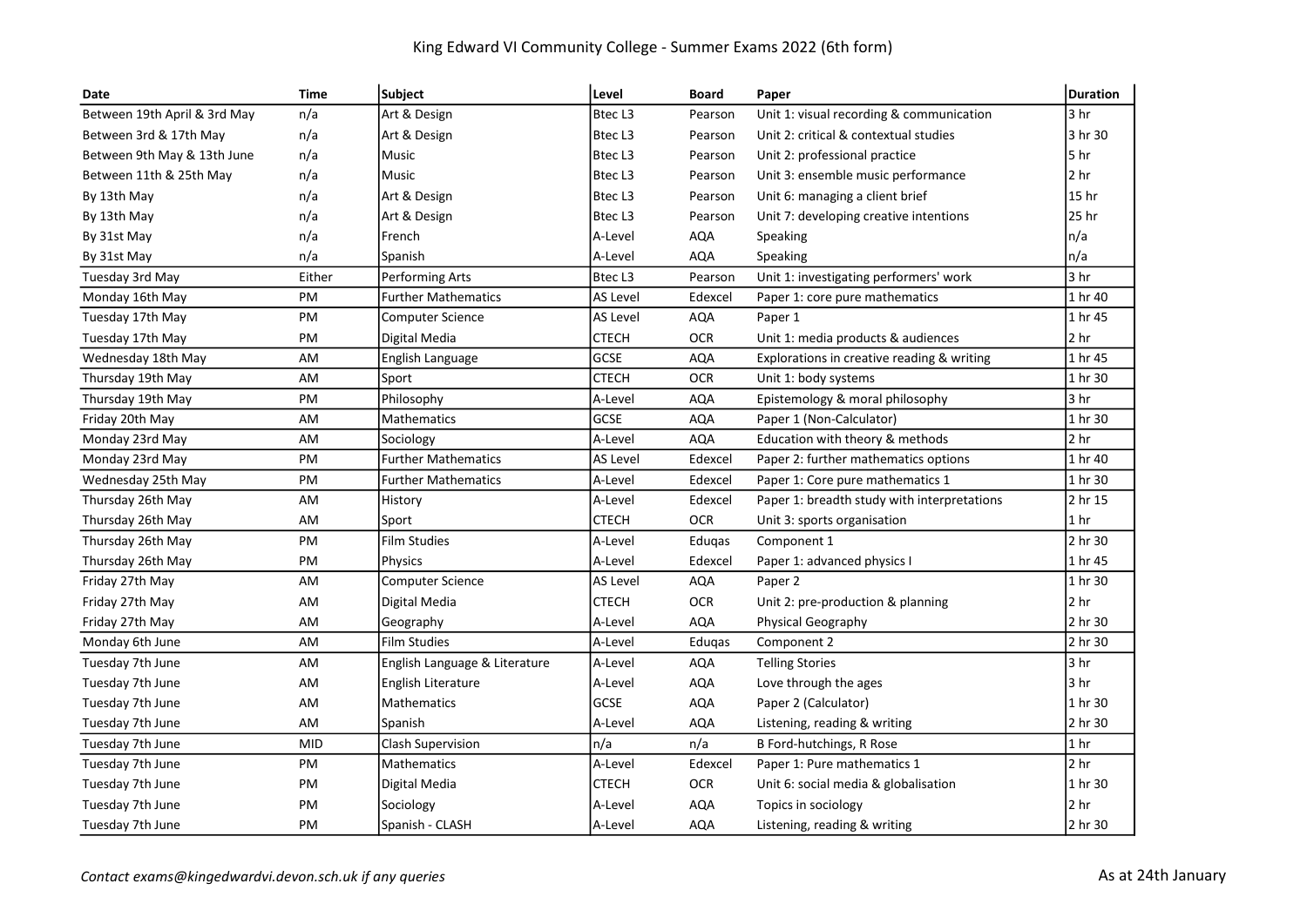# King Edward VI Community College - Summer Exams 2022 (6th form)

| Date | Time | Subject | Level | Board | Paper | Duration |
|---|---|---|---|---|---|---|
| Between 19th April & 3rd May | n/a | Art & Design | Btec L3 | Pearson | Unit 1: visual recording & communication | 3 hr |
| Between 3rd & 17th May | n/a | Art & Design | Btec L3 | Pearson | Unit 2: critical & contextual studies | 3 hr 30 |
| Between 9th May & 13th June | n/a | Music | Btec L3 | Pearson | Unit 2: professional practice | 5 hr |
| Between 11th & 25th May | n/a | Music | Btec L3 | Pearson | Unit 3: ensemble music performance | 2 hr |
| By 13th May | n/a | Art & Design | Btec L3 | Pearson | Unit 6: managing a client brief | 15 hr |
| By 13th May | n/a | Art & Design | Btec L3 | Pearson | Unit 7: developing creative intentions | 25 hr |
| By 31st May | n/a | French | A-Level | AQA | Speaking | n/a |
| By 31st May | n/a | Spanish | A-Level | AQA | Speaking | n/a |
| Tuesday 3rd May | Either | Performing Arts | Btec L3 | Pearson | Unit 1: investigating performers' work | 3 hr |
| Monday 16th May | PM | Further Mathematics | AS Level | Edexcel | Paper 1: core pure mathematics | 1 hr 40 |
| Tuesday 17th May | PM | Computer Science | AS Level | AQA | Paper 1 | 1 hr 45 |
| Tuesday 17th May | PM | Digital Media | CTECH | OCR | Unit 1: media products & audiences | 2 hr |
| Wednesday 18th May | AM | English Language | GCSE | AQA | Explorations in creative reading & writing | 1 hr 45 |
| Thursday 19th May | AM | Sport | CTECH | OCR | Unit 1: body systems | 1 hr 30 |
| Thursday 19th May | PM | Philosophy | A-Level | AQA | Epistemology & moral philosophy | 3 hr |
| Friday 20th May | AM | Mathematics | GCSE | AQA | Paper 1 (Non-Calculator) | 1 hr 30 |
| Monday 23rd May | AM | Sociology | A-Level | AQA | Education with theory & methods | 2 hr |
| Monday 23rd May | PM | Further Mathematics | AS Level | Edexcel | Paper 2: further mathematics options | 1 hr 40 |
| Wednesday 25th May | PM | Further Mathematics | A-Level | Edexcel | Paper 1: Core pure mathematics 1 | 1 hr 30 |
| Thursday 26th May | AM | History | A-Level | Edexcel | Paper 1: breadth study with interpretations | 2 hr 15 |
| Thursday 26th May | AM | Sport | CTECH | OCR | Unit 3: sports organisation | 1 hr |
| Thursday 26th May | PM | Film Studies | A-Level | Eduqas | Component 1 | 2 hr 30 |
| Thursday 26th May | PM | Physics | A-Level | Edexcel | Paper 1: advanced physics I | 1 hr 45 |
| Friday 27th May | AM | Computer Science | AS Level | AQA | Paper 2 | 1 hr 30 |
| Friday 27th May | AM | Digital Media | CTECH | OCR | Unit 2: pre-production & planning | 2 hr |
| Friday 27th May | AM | Geography | A-Level | AQA | Physical Geography | 2 hr 30 |
| Monday 6th June | AM | Film Studies | A-Level | Eduqas | Component 2 | 2 hr 30 |
| Tuesday 7th June | AM | English Language & Literature | A-Level | AQA | Telling Stories | 3 hr |
| Tuesday 7th June | AM | English Literature | A-Level | AQA | Love through the ages | 3 hr |
| Tuesday 7th June | AM | Mathematics | GCSE | AQA | Paper 2 (Calculator) | 1 hr 30 |
| Tuesday 7th June | AM | Spanish | A-Level | AQA | Listening, reading & writing | 2 hr 30 |
| Tuesday 7th June | MID | Clash Supervision | n/a | n/a | B Ford-hutchings, R Rose | 1 hr |
| Tuesday 7th June | PM | Mathematics | A-Level | Edexcel | Paper 1: Pure mathematics 1 | 2 hr |
| Tuesday 7th June | PM | Digital Media | CTECH | OCR | Unit 6: social media & globalisation | 1 hr 30 |
| Tuesday 7th June | PM | Sociology | A-Level | AQA | Topics in sociology | 2 hr |
| Tuesday 7th June | PM | Spanish - CLASH | A-Level | AQA | Listening, reading & writing | 2 hr 30 |

*Contact exams@kingedwardvi.devon.sch.uk if any queries*

As at 24th January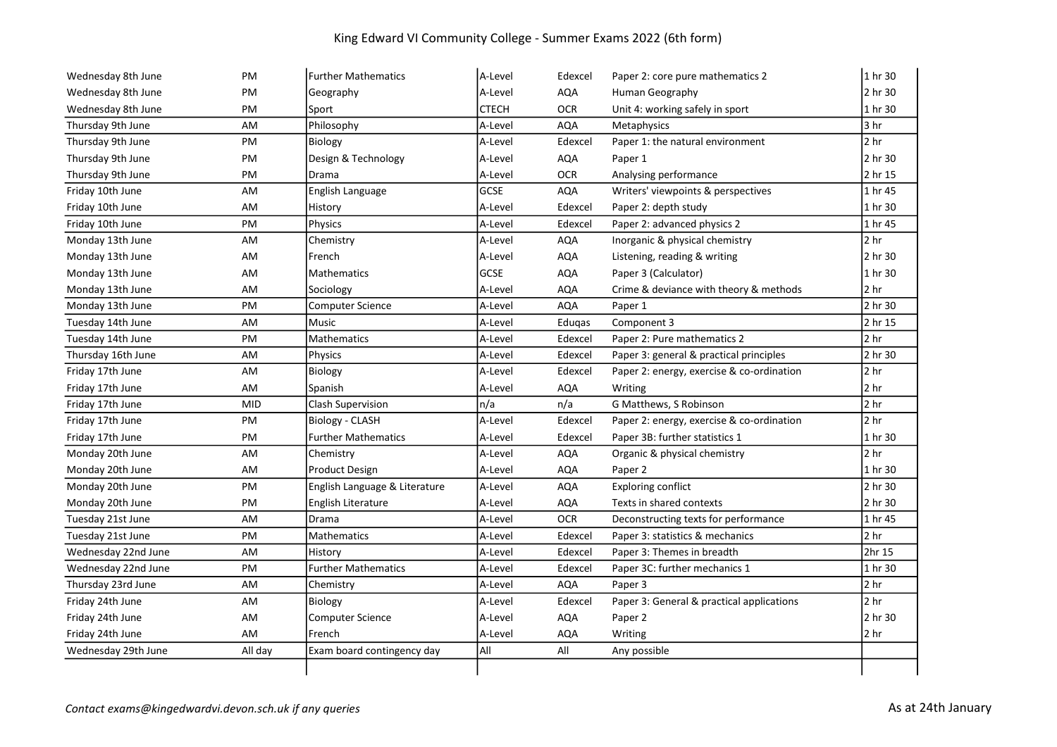# King Edward VI Community College - Summer Exams 2022 (6th form)

| | | | | | | |
|---|---|---|---|---|---|---|
| Wednesday 8th June | PM | Further Mathematics | A-Level | Edexcel | Paper 2: core pure mathematics 2 | 1 hr 30 |
| Wednesday 8th June | PM | Geography | A-Level | AQA | Human Geography | 2 hr 30 |
| Wednesday 8th June | PM | Sport | CTECH | OCR | Unit 4: working safely in sport | 1 hr 30 |
| Thursday 9th June | AM | Philosophy | A-Level | AQA | Metaphysics | 3 hr |
| Thursday 9th June | PM | Biology | A-Level | Edexcel | Paper 1: the natural environment | 2 hr |
| Thursday 9th June | PM | Design & Technology | A-Level | AQA | Paper 1 | 2 hr 30 |
| Thursday 9th June | PM | Drama | A-Level | OCR | Analysing performance | 2 hr 15 |
| Friday 10th June | AM | English Language | GCSE | AQA | Writers' viewpoints & perspectives | 1 hr 45 |
| Friday 10th June | AM | History | A-Level | Edexcel | Paper 2: depth study | 1 hr 30 |
| Friday 10th June | PM | Physics | A-Level | Edexcel | Paper 2: advanced physics 2 | 1 hr 45 |
| Monday 13th June | AM | Chemistry | A-Level | AQA | Inorganic & physical chemistry | 2 hr |
| Monday 13th June | AM | French | A-Level | AQA | Listening, reading & writing | 2 hr 30 |
| Monday 13th June | AM | Mathematics | GCSE | AQA | Paper 3 (Calculator) | 1 hr 30 |
| Monday 13th June | AM | Sociology | A-Level | AQA | Crime & deviance with theory & methods | 2 hr |
| Monday 13th June | PM | Computer Science | A-Level | AQA | Paper 1 | 2 hr 30 |
| Tuesday 14th June | AM | Music | A-Level | Eduqas | Component 3 | 2 hr 15 |
| Tuesday 14th June | PM | Mathematics | A-Level | Edexcel | Paper 2: Pure mathematics 2 | 2 hr |
| Thursday 16th June | AM | Physics | A-Level | Edexcel | Paper 3: general & practical principles | 2 hr 30 |
| Friday 17th June | AM | Biology | A-Level | Edexcel | Paper 2: energy, exercise & co-ordination | 2 hr |
| Friday 17th June | AM | Spanish | A-Level | AQA | Writing | 2 hr |
| Friday 17th June | MID | Clash Supervision | n/a | n/a | G Matthews, S Robinson | 2 hr |
| Friday 17th June | PM | Biology - CLASH | A-Level | Edexcel | Paper 2: energy, exercise & co-ordination | 2 hr |
| Friday 17th June | PM | Further Mathematics | A-Level | Edexcel | Paper 3B: further statistics 1 | 1 hr 30 |
| Monday 20th June | AM | Chemistry | A-Level | AQA | Organic & physical chemistry | 2 hr |
| Monday 20th June | AM | Product Design | A-Level | AQA | Paper 2 | 1 hr 30 |
| Monday 20th June | PM | English Language & Literature | A-Level | AQA | Exploring conflict | 2 hr 30 |
| Monday 20th June | PM | English Literature | A-Level | AQA | Texts in shared contexts | 2 hr 30 |
| Tuesday 21st June | AM | Drama | A-Level | OCR | Deconstructing texts for performance | 1 hr 45 |
| Tuesday 21st June | PM | Mathematics | A-Level | Edexcel | Paper 3: statistics & mechanics | 2 hr |
| Wednesday 22nd June | AM | History | A-Level | Edexcel | Paper 3: Themes in breadth | 2hr 15 |
| Wednesday 22nd June | PM | Further Mathematics | A-Level | Edexcel | Paper 3C: further mechanics 1 | 1 hr 30 |
| Thursday 23rd June | AM | Chemistry | A-Level | AQA | Paper 3 | 2 hr |
| Friday 24th June | AM | Biology | A-Level | Edexcel | Paper 3: General & practical applications | 2 hr |
| Friday 24th June | AM | Computer Science | A-Level | AQA | Paper 2 | 2 hr 30 |
| Friday 24th June | AM | French | A-Level | AQA | Writing | 2 hr |
| Wednesday 29th June | All day | Exam board contingency day | All | All | Any possible | |

*Contact exams@kingedwardvi.devon.sch.uk if any queries*

As at 24th January